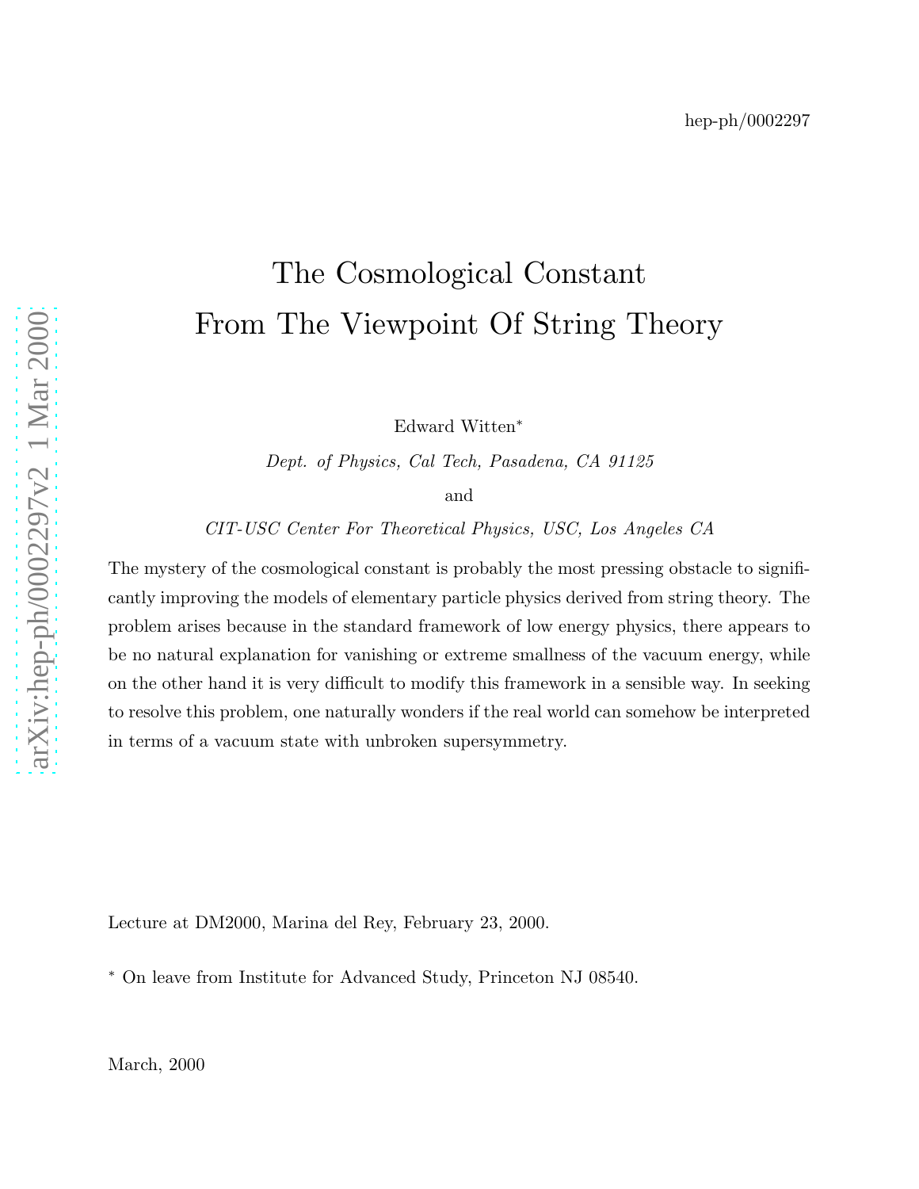hep-ph/0002297

# The Cosmological Constant From The Viewpoint Of String Theory

Edward Witten*

*Dept. of Physics, Cal Tech, Pasadena, CA 91125*

and

*CIT-USC Center For Theoretical Physics, USC, Los Angeles CA*

The mystery of the cosmological constant is probably the most pressing obstacle to significantly improving the models of elementary particle physics derived from string theory. The problem arises because in the standard framework of low energy physics, there appears to be no natural explanation for vanishing or extreme smallness of the vacuum energy, while on the other hand it is very difficult to modify this framework in a sensible way. In seeking to resolve this problem, one naturally wonders if the real world can somehow be interpreted in terms of a vacuum state with unbroken supersymmetry.

Lecture at DM2000, Marina del Rey, February 23, 2000.

* On leave from Institute for Advanced Study, Princeton NJ 08540.

March, 2000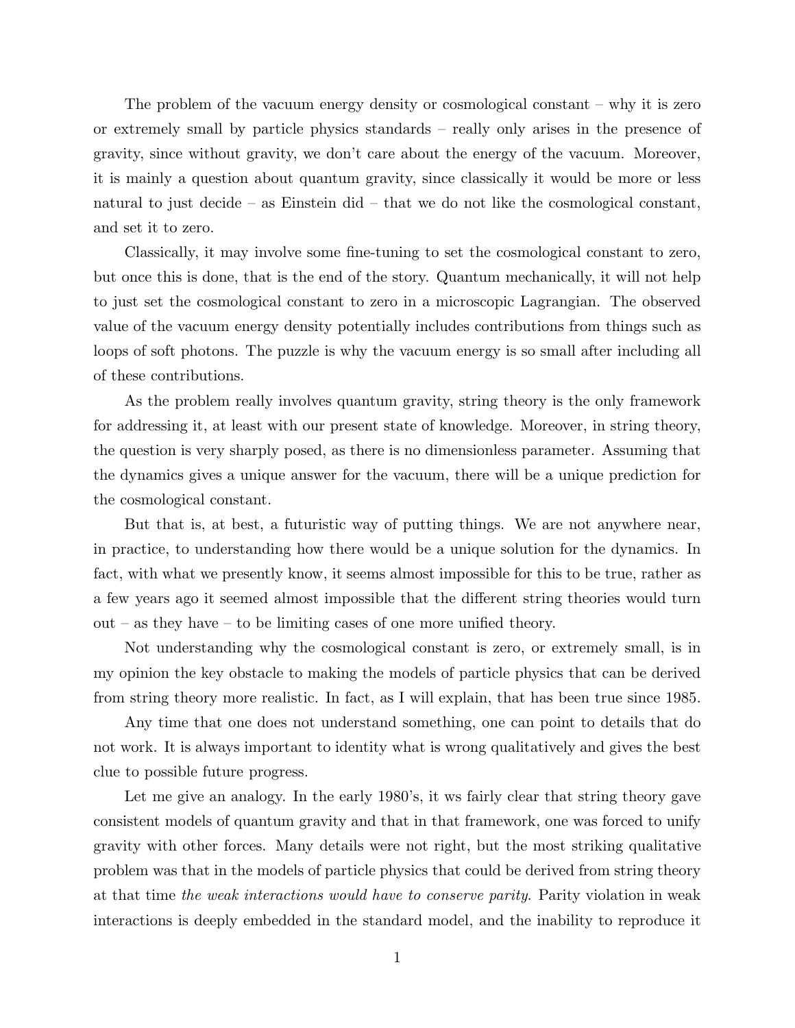The problem of the vacuum energy density or cosmological constant – why it is zero or extremely small by particle physics standards – really only arises in the presence of gravity, since without gravity, we don't care about the energy of the vacuum. Moreover, it is mainly a question about quantum gravity, since classically it would be more or less natural to just decide – as Einstein did – that we do not like the cosmological constant, and set it to zero.

Classically, it may involve some fine-tuning to set the cosmological constant to zero, but once this is done, that is the end of the story. Quantum mechanically, it will not help to just set the cosmological constant to zero in a microscopic Lagrangian. The observed value of the vacuum energy density potentially includes contributions from things such as loops of soft photons. The puzzle is why the vacuum energy is so small after including all of these contributions.

As the problem really involves quantum gravity, string theory is the only framework for addressing it, at least with our present state of knowledge. Moreover, in string theory, the question is very sharply posed, as there is no dimensionless parameter. Assuming that the dynamics gives a unique answer for the vacuum, there will be a unique prediction for the cosmological constant.

But that is, at best, a futuristic way of putting things. We are not anywhere near, in practice, to understanding how there would be a unique solution for the dynamics. In fact, with what we presently know, it seems almost impossible for this to be true, rather as a few years ago it seemed almost impossible that the different string theories would turn out – as they have – to be limiting cases of one more unified theory.

Not understanding why the cosmological constant is zero, or extremely small, is in my opinion the key obstacle to making the models of particle physics that can be derived from string theory more realistic. In fact, as I will explain, that has been true since 1985.

Any time that one does not understand something, one can point to details that do not work. It is always important to identity what is wrong qualitatively and gives the best clue to possible future progress.

Let me give an analogy. In the early 1980's, it ws fairly clear that string theory gave consistent models of quantum gravity and that in that framework, one was forced to unify gravity with other forces. Many details were not right, but the most striking qualitative problem was that in the models of particle physics that could be derived from string theory at that time *the weak interactions would have to conserve parity*. Parity violation in weak interactions is deeply embedded in the standard model, and the inability to reproduce it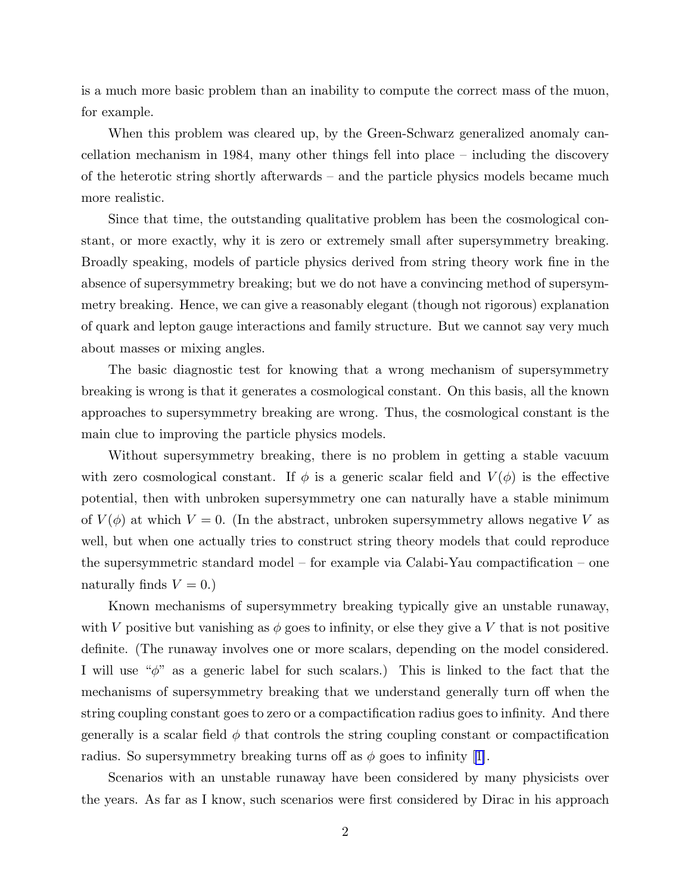is a much more basic problem than an inability to compute the correct mass of the muon, for example.

When this problem was cleared up, by the Green-Schwarz generalized anomaly cancellation mechanism in 1984, many other things fell into place – including the discovery of the heterotic string shortly afterwards – and the particle physics models became much more realistic.

Since that time, the outstanding qualitative problem has been the cosmological constant, or more exactly, why it is zero or extremely small after supersymmetry breaking. Broadly speaking, models of particle physics derived from string theory work fine in the absence of supersymmetry breaking; but we do not have a convincing method of supersymmetry breaking. Hence, we can give a reasonably elegant (though not rigorous) explanation of quark and lepton gauge interactions and family structure. But we cannot say very much about masses or mixing angles.

The basic diagnostic test for knowing that a wrong mechanism of supersymmetry breaking is wrong is that it generates a cosmological constant. On this basis, all the known approaches to supersymmetry breaking are wrong. Thus, the cosmological constant is the main clue to improving the particle physics models.

Without supersymmetry breaking, there is no problem in getting a stable vacuum with zero cosmological constant. If $\phi$ is a generic scalar field and $V(\phi)$ is the effective potential, then with unbroken supersymmetry one can naturally have a stable minimum of $V(\phi)$ at which $V = 0$. (In the abstract, unbroken supersymmetry allows negative $V$ as well, but when one actually tries to construct string theory models that could reproduce the supersymmetric standard model – for example via Calabi-Yau compactification – one naturally finds $V = 0$.)

Known mechanisms of supersymmetry breaking typically give an unstable runaway, with $V$ positive but vanishing as $\phi$ goes to infinity, or else they give a $V$ that is not positive definite. (The runaway involves one or more scalars, depending on the model considered. I will use "$\phi$" as a generic label for such scalars.) This is linked to the fact that the mechanisms of supersymmetry breaking that we understand generally turn off when the string coupling constant goes to zero or a compactification radius goes to infinity. And there generally is a scalar field $\phi$ that controls the string coupling constant or compactification radius. So supersymmetry breaking turns off as $\phi$ goes to infinity [1].

Scenarios with an unstable runaway have been considered by many physicists over the years. As far as I know, such scenarios were first considered by Dirac in his approach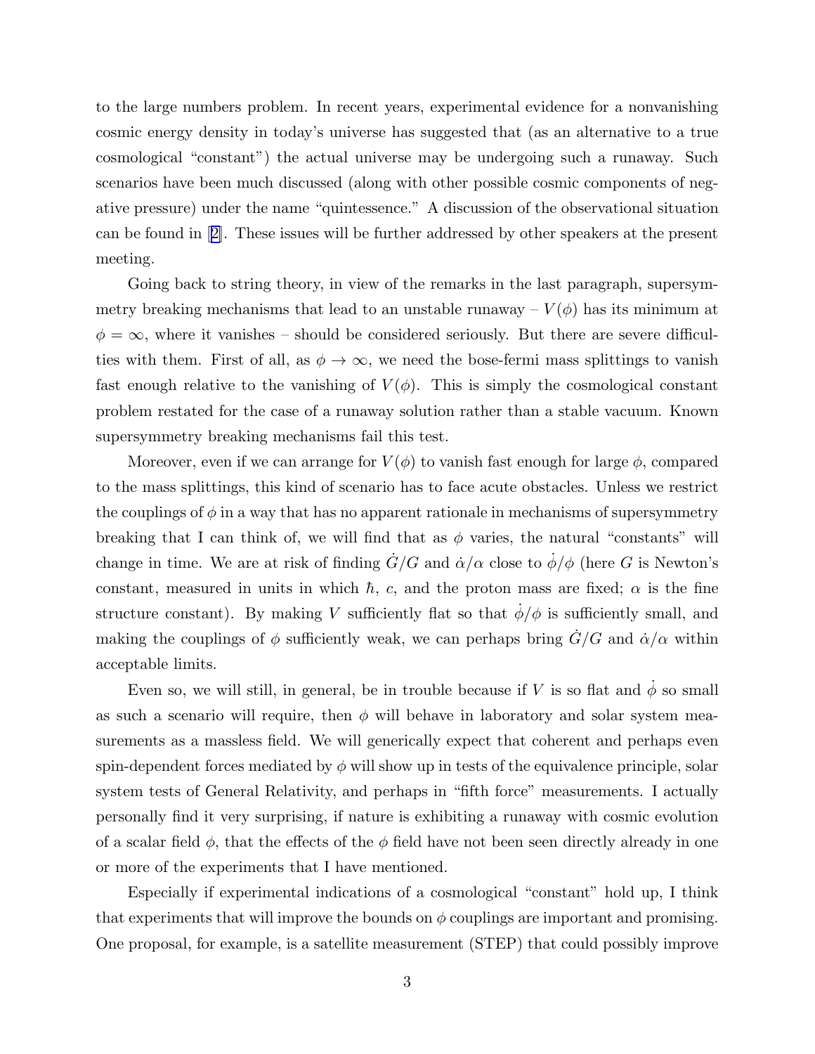to the large numbers problem. In recent years, experimental evidence for a nonvanishing cosmic energy density in today's universe has suggested that (as an alternative to a true cosmological "constant") the actual universe may be undergoing such a runaway. Such scenarios have been much discussed (along with other possible cosmic components of negative pressure) under the name "quintessence." A discussion of the observational situation can be found in [2]. These issues will be further addressed by other speakers at the present meeting.

Going back to string theory, in view of the remarks in the last paragraph, supersymmetry breaking mechanisms that lead to an unstable runaway – $V(\phi)$ has its minimum at $\phi = \infty$, where it vanishes – should be considered seriously. But there are severe difficulties with them. First of all, as $\phi \to \infty$, we need the bose-fermi mass splittings to vanish fast enough relative to the vanishing of $V(\phi)$. This is simply the cosmological constant problem restated for the case of a runaway solution rather than a stable vacuum. Known supersymmetry breaking mechanisms fail this test.

Moreover, even if we can arrange for $V(\phi)$ to vanish fast enough for large $\phi$, compared to the mass splittings, this kind of scenario has to face acute obstacles. Unless we restrict the couplings of $\phi$ in a way that has no apparent rationale in mechanisms of supersymmetry breaking that I can think of, we will find that as $\phi$ varies, the natural "constants" will change in time. We are at risk of finding $\dot{G}/G$ and $\dot{\alpha}/\alpha$ close to $\dot{\phi}/\phi$ (here $G$ is Newton's constant, measured in units in which $\hbar$, $c$, and the proton mass are fixed; $\alpha$ is the fine structure constant). By making $V$ sufficiently flat so that $\dot{\phi}/\phi$ is sufficiently small, and making the couplings of $\phi$ sufficiently weak, we can perhaps bring $\dot{G}/G$ and $\dot{\alpha}/\alpha$ within acceptable limits.

Even so, we will still, in general, be in trouble because if $V$ is so flat and $\dot{\phi}$ so small as such a scenario will require, then $\phi$ will behave in laboratory and solar system measurements as a massless field. We will generically expect that coherent and perhaps even spin-dependent forces mediated by $\phi$ will show up in tests of the equivalence principle, solar system tests of General Relativity, and perhaps in "fifth force" measurements. I actually personally find it very surprising, if nature is exhibiting a runaway with cosmic evolution of a scalar field $\phi$, that the effects of the $\phi$ field have not been seen directly already in one or more of the experiments that I have mentioned.

Especially if experimental indications of a cosmological "constant" hold up, I think that experiments that will improve the bounds on $\phi$ couplings are important and promising. One proposal, for example, is a satellite measurement (STEP) that could possibly improve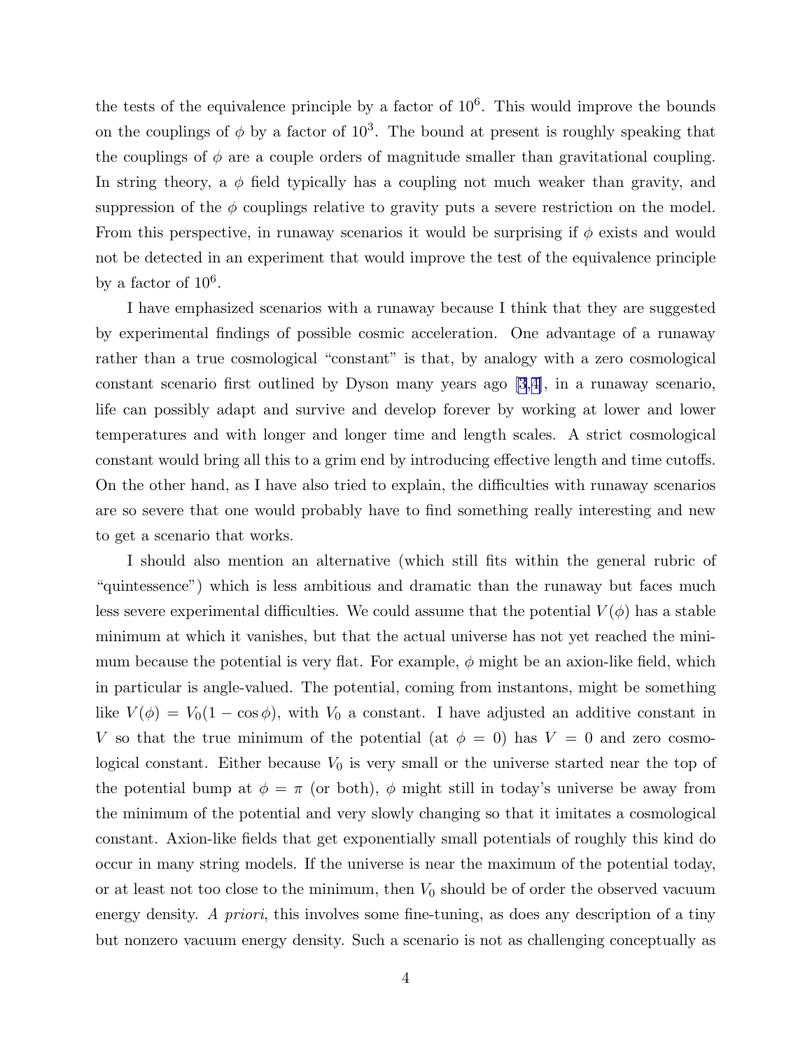the tests of the equivalence principle by a factor of $10^6$. This would improve the bounds on the couplings of $\phi$ by a factor of $10^3$. The bound at present is roughly speaking that the couplings of $\phi$ are a couple orders of magnitude smaller than gravitational coupling. In string theory, a $\phi$ field typically has a coupling not much weaker than gravity, and suppression of the $\phi$ couplings relative to gravity puts a severe restriction on the model. From this perspective, in runaway scenarios it would be surprising if $\phi$ exists and would not be detected in an experiment that would improve the test of the equivalence principle by a factor of $10^6$.

I have emphasized scenarios with a runaway because I think that they are suggested by experimental findings of possible cosmic acceleration. One advantage of a runaway rather than a true cosmological "constant" is that, by analogy with a zero cosmological constant scenario first outlined by Dyson many years ago [3,4], in a runaway scenario, life can possibly adapt and survive and develop forever by working at lower and lower temperatures and with longer and longer time and length scales. A strict cosmological constant would bring all this to a grim end by introducing effective length and time cutoffs. On the other hand, as I have also tried to explain, the difficulties with runaway scenarios are so severe that one would probably have to find something really interesting and new to get a scenario that works.

I should also mention an alternative (which still fits within the general rubric of "quintessence") which is less ambitious and dramatic than the runaway but faces much less severe experimental difficulties. We could assume that the potential $V(\phi)$ has a stable minimum at which it vanishes, but that the actual universe has not yet reached the minimum because the potential is very flat. For example, $\phi$ might be an axion-like field, which in particular is angle-valued. The potential, coming from instantons, might be something like $V(\phi) = V_0(1 - \cos\phi)$, with $V_0$ a constant. I have adjusted an additive constant in $V$ so that the true minimum of the potential (at $\phi = 0$) has $V = 0$ and zero cosmological constant. Either because $V_0$ is very small or the universe started near the top of the potential bump at $\phi = \pi$ (or both), $\phi$ might still in today's universe be away from the minimum of the potential and very slowly changing so that it imitates a cosmological constant. Axion-like fields that get exponentially small potentials of roughly this kind do occur in many string models. If the universe is near the maximum of the potential today, or at least not too close to the minimum, then $V_0$ should be of order the observed vacuum energy density. *A priori*, this involves some fine-tuning, as does any description of a tiny but nonzero vacuum energy density. Such a scenario is not as challenging conceptually as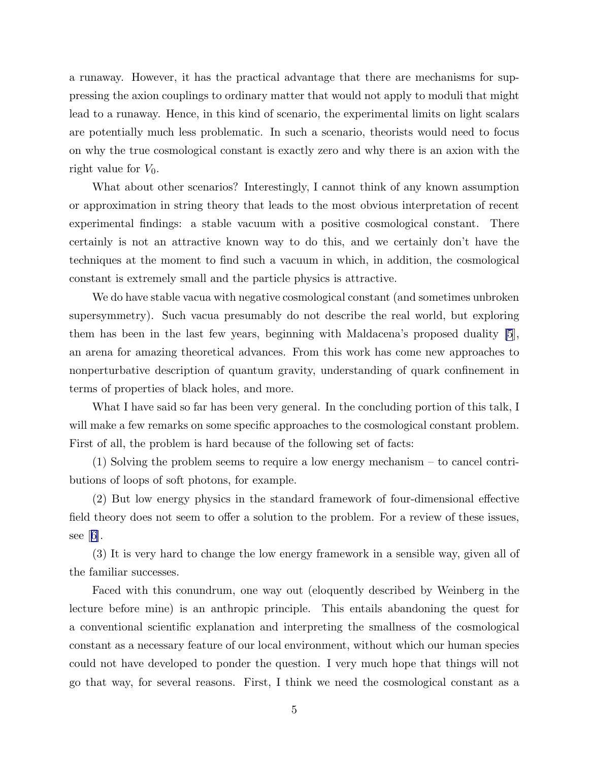a runaway. However, it has the practical advantage that there are mechanisms for suppressing the axion couplings to ordinary matter that would not apply to moduli that might lead to a runaway. Hence, in this kind of scenario, the experimental limits on light scalars are potentially much less problematic. In such a scenario, theorists would need to focus on why the true cosmological constant is exactly zero and why there is an axion with the right value for $V_0$.

What about other scenarios? Interestingly, I cannot think of any known assumption or approximation in string theory that leads to the most obvious interpretation of recent experimental findings: a stable vacuum with a positive cosmological constant. There certainly is not an attractive known way to do this, and we certainly don't have the techniques at the moment to find such a vacuum in which, in addition, the cosmological constant is extremely small and the particle physics is attractive.

We do have stable vacua with negative cosmological constant (and sometimes unbroken supersymmetry). Such vacua presumably do not describe the real world, but exploring them has been in the last few years, beginning with Maldacena's proposed duality [5], an arena for amazing theoretical advances. From this work has come new approaches to nonperturbative description of quantum gravity, understanding of quark confinement in terms of properties of black holes, and more.

What I have said so far has been very general. In the concluding portion of this talk, I will make a few remarks on some specific approaches to the cosmological constant problem. First of all, the problem is hard because of the following set of facts:

(1) Solving the problem seems to require a low energy mechanism – to cancel contributions of loops of soft photons, for example.

(2) But low energy physics in the standard framework of four-dimensional effective field theory does not seem to offer a solution to the problem. For a review of these issues, see [6].

(3) It is very hard to change the low energy framework in a sensible way, given all of the familiar successes.

Faced with this conundrum, one way out (eloquently described by Weinberg in the lecture before mine) is an anthropic principle. This entails abandoning the quest for a conventional scientific explanation and interpreting the smallness of the cosmological constant as a necessary feature of our local environment, without which our human species could not have developed to ponder the question. I very much hope that things will not go that way, for several reasons. First, I think we need the cosmological constant as a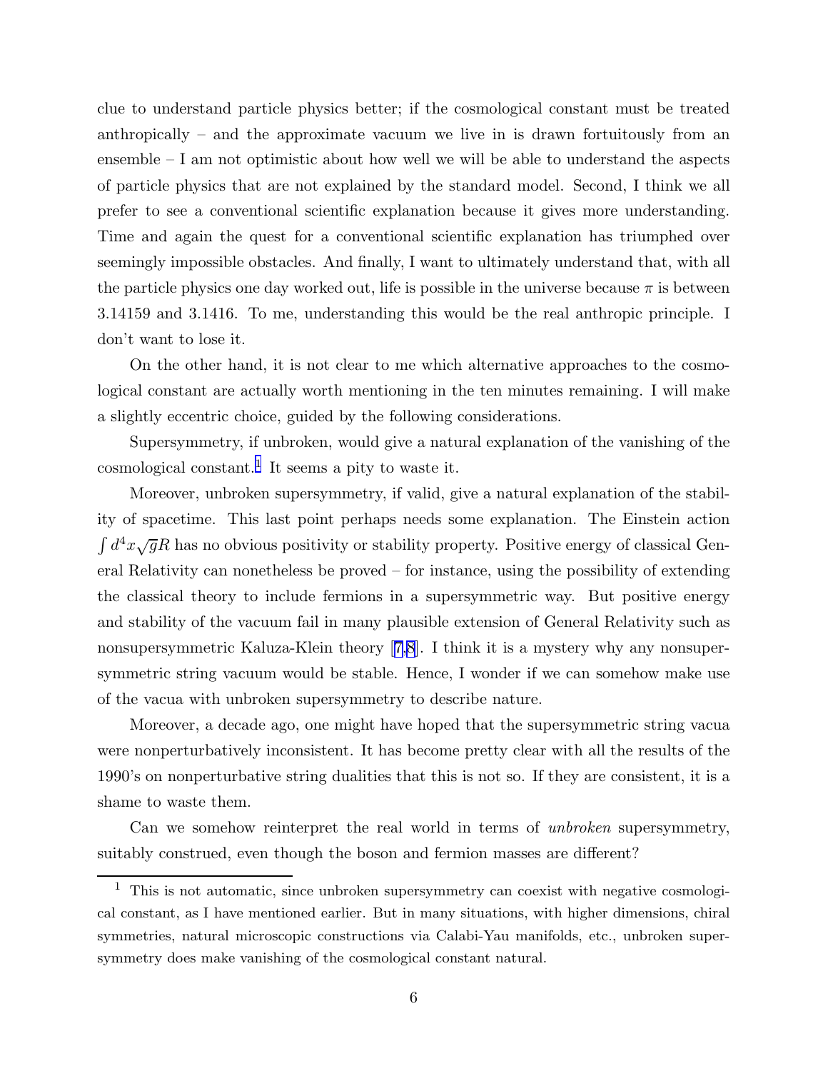clue to understand particle physics better; if the cosmological constant must be treated anthropically – and the approximate vacuum we live in is drawn fortuitously from an ensemble – I am not optimistic about how well we will be able to understand the aspects of particle physics that are not explained by the standard model. Second, I think we all prefer to see a conventional scientific explanation because it gives more understanding. Time and again the quest for a conventional scientific explanation has triumphed over seemingly impossible obstacles. And finally, I want to ultimately understand that, with all the particle physics one day worked out, life is possible in the universe because $\pi$ is between 3.14159 and 3.1416. To me, understanding this would be the real anthropic principle. I don't want to lose it.

On the other hand, it is not clear to me which alternative approaches to the cosmological constant are actually worth mentioning in the ten minutes remaining. I will make a slightly eccentric choice, guided by the following considerations.

Supersymmetry, if unbroken, would give a natural explanation of the vanishing of the cosmological constant.[1] It seems a pity to waste it.

Moreover, unbroken supersymmetry, if valid, give a natural explanation of the stability of spacetime. This last point perhaps needs some explanation. The Einstein action $\int d^4x\sqrt{g}R$ has no obvious positivity or stability property. Positive energy of classical General Relativity can nonetheless be proved – for instance, using the possibility of extending the classical theory to include fermions in a supersymmetric way. But positive energy and stability of the vacuum fail in many plausible extension of General Relativity such as nonsupersymmetric Kaluza-Klein theory [7,8]. I think it is a mystery why any nonsupersymmetric string vacuum would be stable. Hence, I wonder if we can somehow make use of the vacua with unbroken supersymmetry to describe nature.

Moreover, a decade ago, one might have hoped that the supersymmetric string vacua were nonperturbatively inconsistent. It has become pretty clear with all the results of the 1990's on nonperturbative string dualities that this is not so. If they are consistent, it is a shame to waste them.

Can we somehow reinterpret the real world in terms of *unbroken* supersymmetry, suitably construed, even though the boson and fermion masses are different?

[1] This is not automatic, since unbroken supersymmetry can coexist with negative cosmological constant, as I have mentioned earlier. But in many situations, with higher dimensions, chiral symmetries, natural microscopic constructions via Calabi-Yau manifolds, etc., unbroken supersymmetry does make vanishing of the cosmological constant natural.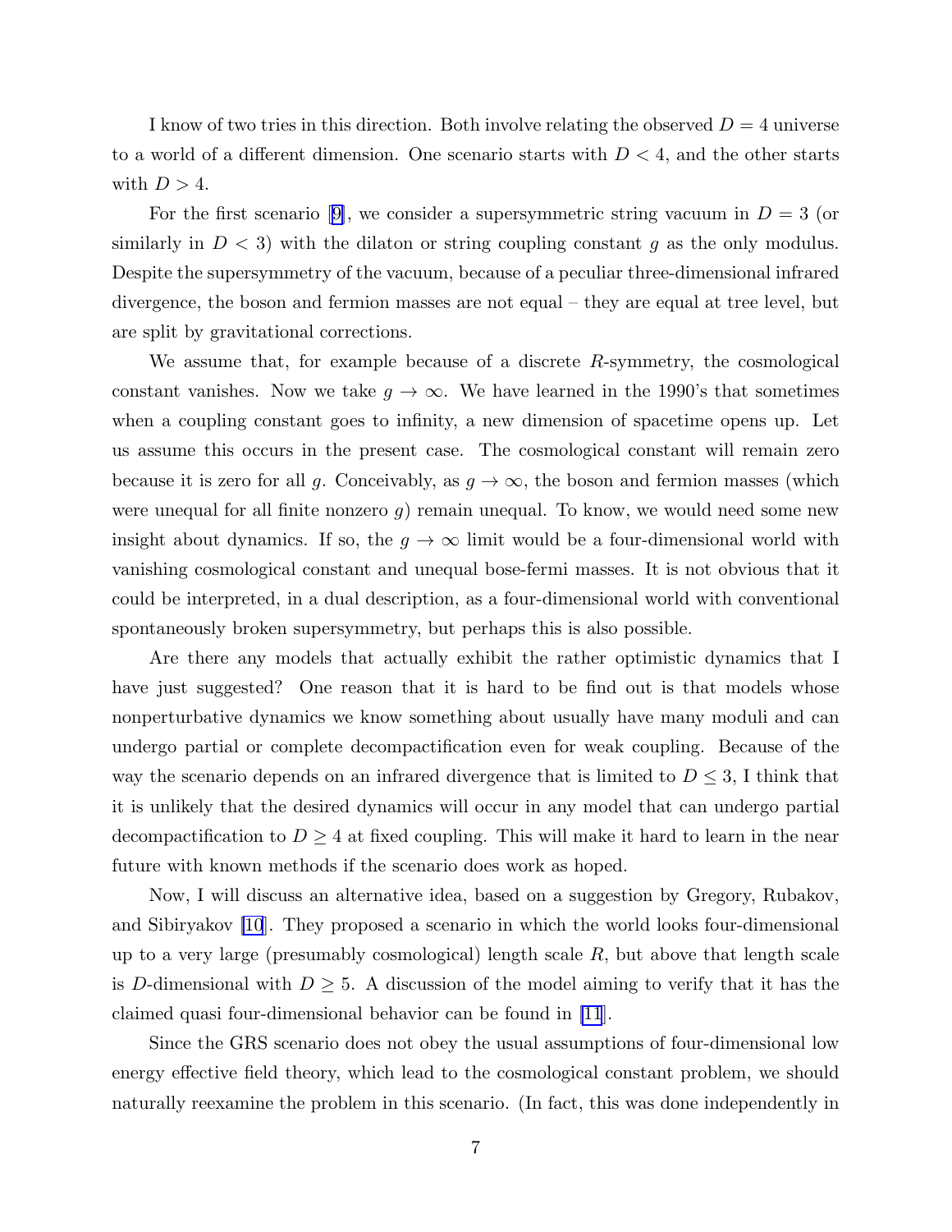I know of two tries in this direction. Both involve relating the observed $D = 4$ universe to a world of a different dimension. One scenario starts with $D < 4$, and the other starts with $D > 4$.

For the first scenario [9], we consider a supersymmetric string vacuum in $D = 3$ (or similarly in $D < 3$) with the dilaton or string coupling constant $g$ as the only modulus. Despite the supersymmetry of the vacuum, because of a peculiar three-dimensional infrared divergence, the boson and fermion masses are not equal – they are equal at tree level, but are split by gravitational corrections.

We assume that, for example because of a discrete $R$-symmetry, the cosmological constant vanishes. Now we take $g \to \infty$. We have learned in the 1990's that sometimes when a coupling constant goes to infinity, a new dimension of spacetime opens up. Let us assume this occurs in the present case. The cosmological constant will remain zero because it is zero for all $g$. Conceivably, as $g \to \infty$, the boson and fermion masses (which were unequal for all finite nonzero $g$) remain unequal. To know, we would need some new insight about dynamics. If so, the $g \to \infty$ limit would be a four-dimensional world with vanishing cosmological constant and unequal bose-fermi masses. It is not obvious that it could be interpreted, in a dual description, as a four-dimensional world with conventional spontaneously broken supersymmetry, but perhaps this is also possible.

Are there any models that actually exhibit the rather optimistic dynamics that I have just suggested? One reason that it is hard to be find out is that models whose nonperturbative dynamics we know something about usually have many moduli and can undergo partial or complete decompactification even for weak coupling. Because of the way the scenario depends on an infrared divergence that is limited to $D \leq 3$, I think that it is unlikely that the desired dynamics will occur in any model that can undergo partial decompactification to $D \geq 4$ at fixed coupling. This will make it hard to learn in the near future with known methods if the scenario does work as hoped.

Now, I will discuss an alternative idea, based on a suggestion by Gregory, Rubakov, and Sibiryakov [10]. They proposed a scenario in which the world looks four-dimensional up to a very large (presumably cosmological) length scale $R$, but above that length scale is $D$-dimensional with $D \geq 5$. A discussion of the model aiming to verify that it has the claimed quasi four-dimensional behavior can be found in [11].

Since the GRS scenario does not obey the usual assumptions of four-dimensional low energy effective field theory, which lead to the cosmological constant problem, we should naturally reexamine the problem in this scenario. (In fact, this was done independently in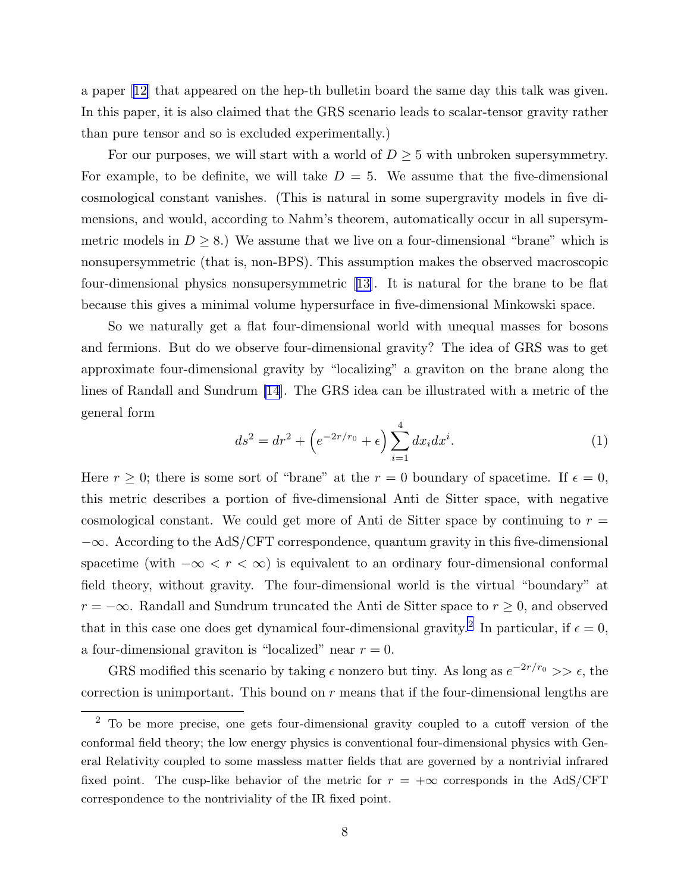a paper [12] that appeared on the hep-th bulletin board the same day this talk was given. In this paper, it is also claimed that the GRS scenario leads to scalar-tensor gravity rather than pure tensor and so is excluded experimentally.)

For our purposes, we will start with a world of $D \geq 5$ with unbroken supersymmetry. For example, to be definite, we will take $D = 5$. We assume that the five-dimensional cosmological constant vanishes. (This is natural in some supergravity models in five dimensions, and would, according to Nahm's theorem, automatically occur in all supersymmetric models in $D \geq 8$.) We assume that we live on a four-dimensional "brane" which is nonsupersymmetric (that is, non-BPS). This assumption makes the observed macroscopic four-dimensional physics nonsupersymmetric [13]. It is natural for the brane to be flat because this gives a minimal volume hypersurface in five-dimensional Minkowski space.

So we naturally get a flat four-dimensional world with unequal masses for bosons and fermions. But do we observe four-dimensional gravity? The idea of GRS was to get approximate four-dimensional gravity by "localizing" a graviton on the brane along the lines of Randall and Sundrum [14]. The GRS idea can be illustrated with a metric of the general form

$$ds^2 = dr^2 + \left(e^{-2r/r_0} + \epsilon\right) \sum_{i=1}^{4} dx_i dx^i. \tag{1}$$

Here $r \geq 0$; there is some sort of "brane" at the $r = 0$ boundary of spacetime. If $\epsilon = 0$, this metric describes a portion of five-dimensional Anti de Sitter space, with negative cosmological constant. We could get more of Anti de Sitter space by continuing to $r = -\infty$. According to the AdS/CFT correspondence, quantum gravity in this five-dimensional spacetime (with $-\infty < r < \infty$) is equivalent to an ordinary four-dimensional conformal field theory, without gravity. The four-dimensional world is the virtual "boundary" at $r = -\infty$. Randall and Sundrum truncated the Anti de Sitter space to $r \geq 0$, and observed that in this case one does get dynamical four-dimensional gravity.[2] In particular, if $\epsilon = 0$, a four-dimensional graviton is "localized" near $r = 0$.

GRS modified this scenario by taking $\epsilon$ nonzero but tiny. As long as $e^{-2r/r_0} >> \epsilon$, the correction is unimportant. This bound on $r$ means that if the four-dimensional lengths are

[2] To be more precise, one gets four-dimensional gravity coupled to a cutoff version of the conformal field theory; the low energy physics is conventional four-dimensional physics with General Relativity coupled to some massless matter fields that are governed by a nontrivial infrared fixed point. The cusp-like behavior of the metric for $r = +\infty$ corresponds in the AdS/CFT correspondence to the nontriviality of the IR fixed point.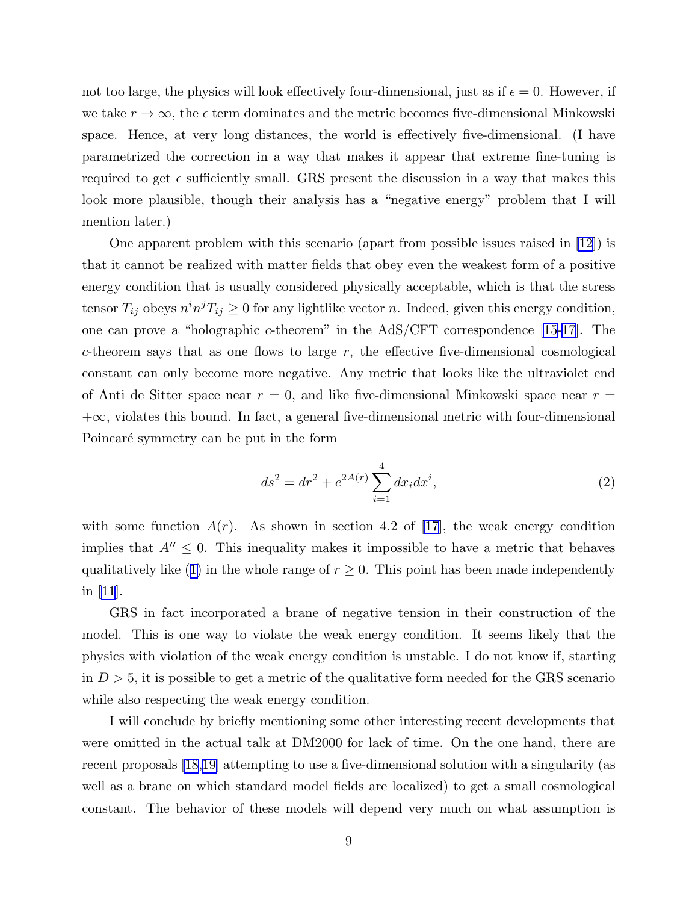not too large, the physics will look effectively four-dimensional, just as if $\epsilon = 0$. However, if we take $r \to \infty$, the $\epsilon$ term dominates and the metric becomes five-dimensional Minkowski space. Hence, at very long distances, the world is effectively five-dimensional. (I have parametrized the correction in a way that makes it appear that extreme fine-tuning is required to get $\epsilon$ sufficiently small. GRS present the discussion in a way that makes this look more plausible, though their analysis has a "negative energy" problem that I will mention later.)

One apparent problem with this scenario (apart from possible issues raised in [12]) is that it cannot be realized with matter fields that obey even the weakest form of a positive energy condition that is usually considered physically acceptable, which is that the stress tensor $T_{ij}$ obeys $n^i n^j T_{ij} \geq 0$ for any lightlike vector $n$. Indeed, given this energy condition, one can prove a "holographic $c$-theorem" in the AdS/CFT correspondence [15-17]. The $c$-theorem says that as one flows to large $r$, the effective five-dimensional cosmological constant can only become more negative. Any metric that looks like the ultraviolet end of Anti de Sitter space near $r = 0$, and like five-dimensional Minkowski space near $r = +\infty$, violates this bound. In fact, a general five-dimensional metric with four-dimensional Poincaré symmetry can be put in the form

$$ds^2 = dr^2 + e^{2A(r)} \sum_{i=1}^{4} dx_i dx^i, \tag{2}$$

with some function $A(r)$. As shown in section 4.2 of [17], the weak energy condition implies that $A'' \leq 0$. This inequality makes it impossible to have a metric that behaves qualitatively like (1) in the whole range of $r \geq 0$. This point has been made independently in [11].

GRS in fact incorporated a brane of negative tension in their construction of the model. This is one way to violate the weak energy condition. It seems likely that the physics with violation of the weak energy condition is unstable. I do not know if, starting in $D > 5$, it is possible to get a metric of the qualitative form needed for the GRS scenario while also respecting the weak energy condition.

I will conclude by briefly mentioning some other interesting recent developments that were omitted in the actual talk at DM2000 for lack of time. On the one hand, there are recent proposals [18,19] attempting to use a five-dimensional solution with a singularity (as well as a brane on which standard model fields are localized) to get a small cosmological constant. The behavior of these models will depend very much on what assumption is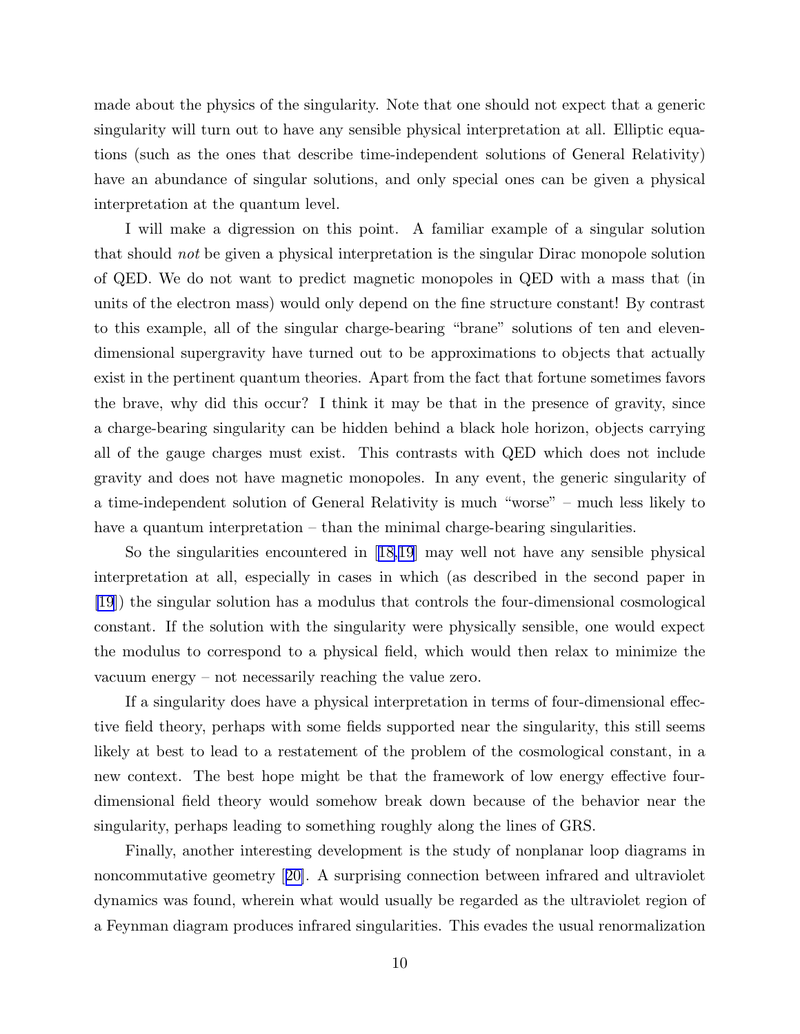made about the physics of the singularity. Note that one should not expect that a generic singularity will turn out to have any sensible physical interpretation at all. Elliptic equations (such as the ones that describe time-independent solutions of General Relativity) have an abundance of singular solutions, and only special ones can be given a physical interpretation at the quantum level.

I will make a digression on this point. A familiar example of a singular solution that should *not* be given a physical interpretation is the singular Dirac monopole solution of QED. We do not want to predict magnetic monopoles in QED with a mass that (in units of the electron mass) would only depend on the fine structure constant! By contrast to this example, all of the singular charge-bearing "brane" solutions of ten and eleven-dimensional supergravity have turned out to be approximations to objects that actually exist in the pertinent quantum theories. Apart from the fact that fortune sometimes favors the brave, why did this occur? I think it may be that in the presence of gravity, since a charge-bearing singularity can be hidden behind a black hole horizon, objects carrying all of the gauge charges must exist. This contrasts with QED which does not include gravity and does not have magnetic monopoles. In any event, the generic singularity of a time-independent solution of General Relativity is much "worse" – much less likely to have a quantum interpretation – than the minimal charge-bearing singularities.

So the singularities encountered in [18,19] may well not have any sensible physical interpretation at all, especially in cases in which (as described in the second paper in [19]) the singular solution has a modulus that controls the four-dimensional cosmological constant. If the solution with the singularity were physically sensible, one would expect the modulus to correspond to a physical field, which would then relax to minimize the vacuum energy – not necessarily reaching the value zero.

If a singularity does have a physical interpretation in terms of four-dimensional effective field theory, perhaps with some fields supported near the singularity, this still seems likely at best to lead to a restatement of the problem of the cosmological constant, in a new context. The best hope might be that the framework of low energy effective four-dimensional field theory would somehow break down because of the behavior near the singularity, perhaps leading to something roughly along the lines of GRS.

Finally, another interesting development is the study of nonplanar loop diagrams in noncommutative geometry [20]. A surprising connection between infrared and ultraviolet dynamics was found, wherein what would usually be regarded as the ultraviolet region of a Feynman diagram produces infrared singularities. This evades the usual renormalization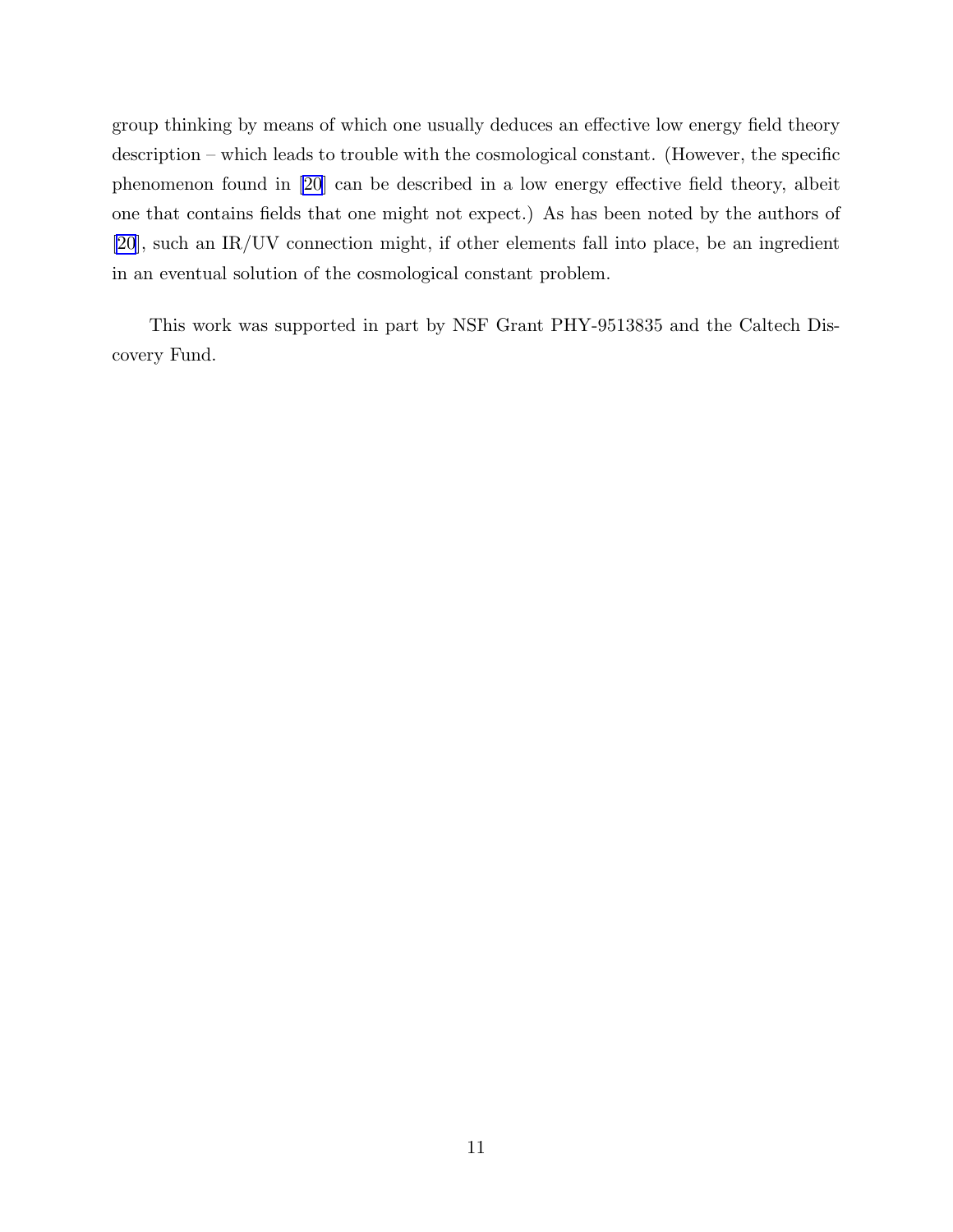group thinking by means of which one usually deduces an effective low energy field theory description – which leads to trouble with the cosmological constant. (However, the specific phenomenon found in [20] can be described in a low energy effective field theory, albeit one that contains fields that one might not expect.) As has been noted by the authors of [20], such an IR/UV connection might, if other elements fall into place, be an ingredient in an eventual solution of the cosmological constant problem.

This work was supported in part by NSF Grant PHY-9513835 and the Caltech Discovery Fund.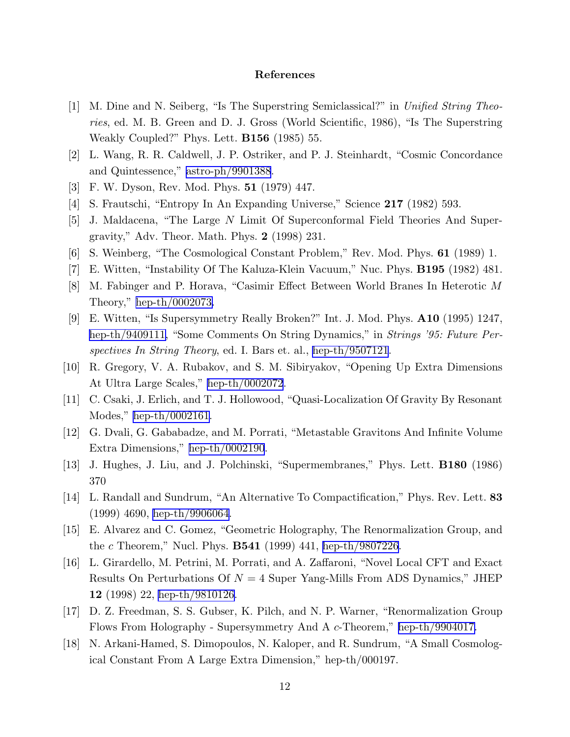## References

[1] M. Dine and N. Seiberg, "Is The Superstring Semiclassical?" in *Unified String Theories*, ed. M. B. Green and D. J. Gross (World Scientific, 1986), "Is The Superstring Weakly Coupled?" Phys. Lett. **B156** (1985) 55.

[2] L. Wang, R. R. Caldwell, J. P. Ostriker, and P. J. Steinhardt, "Cosmic Concordance and Quintessence," astro-ph/9901388.

[3] F. W. Dyson, Rev. Mod. Phys. **51** (1979) 447.

[4] S. Frautschi, "Entropy In An Expanding Universe," Science **217** (1982) 593.

[5] J. Maldacena, "The Large $N$ Limit Of Superconformal Field Theories And Supergravity," Adv. Theor. Math. Phys. **2** (1998) 231.

[6] S. Weinberg, "The Cosmological Constant Problem," Rev. Mod. Phys. **61** (1989) 1.

[7] E. Witten, "Instability Of The Kaluza-Klein Vacuum," Nuc. Phys. **B195** (1982) 481.

[8] M. Fabinger and P. Horava, "Casimir Effect Between World Branes In Heterotic $M$ Theory," hep-th/0002073.

[9] E. Witten, "Is Supersymmetry Really Broken?" Int. J. Mod. Phys. **A10** (1995) 1247, hep-th/9409111, "Some Comments On String Dynamics," in *Strings '95: Future Perspectives In String Theory*, ed. I. Bars et. al., hep-th/9507121.

[10] R. Gregory, V. A. Rubakov, and S. M. Sibiryakov, "Opening Up Extra Dimensions At Ultra Large Scales," hep-th/0002072.

[11] C. Csaki, J. Erlich, and T. J. Hollowood, "Quasi-Localization Of Gravity By Resonant Modes," hep-th/0002161.

[12] G. Dvali, G. Gababadze, and M. Porrati, "Metastable Gravitons And Infinite Volume Extra Dimensions," hep-th/0002190.

[13] J. Hughes, J. Liu, and J. Polchinski, "Supermembranes," Phys. Lett. **B180** (1986) 370

[14] L. Randall and Sundrum, "An Alternative To Compactification," Phys. Rev. Lett. **83** (1999) 4690, hep-th/9906064.

[15] E. Alvarez and C. Gomez, "Geometric Holography, The Renormalization Group, and the $c$ Theorem," Nucl. Phys. **B541** (1999) 441, hep-th/9807226.

[16] L. Girardello, M. Petrini, M. Porrati, and A. Zaffaroni, "Novel Local CFT and Exact Results On Perturbations Of $N = 4$ Super Yang-Mills From ADS Dynamics," JHEP **12** (1998) 22, hep-th/9810126.

[17] D. Z. Freedman, S. S. Gubser, K. Pilch, and N. P. Warner, "Renormalization Group Flows From Holography - Supersymmetry And A $c$-Theorem," hep-th/9904017.

[18] N. Arkani-Hamed, S. Dimopoulos, N. Kaloper, and R. Sundrum, "A Small Cosmological Constant From A Large Extra Dimension," hep-th/000197.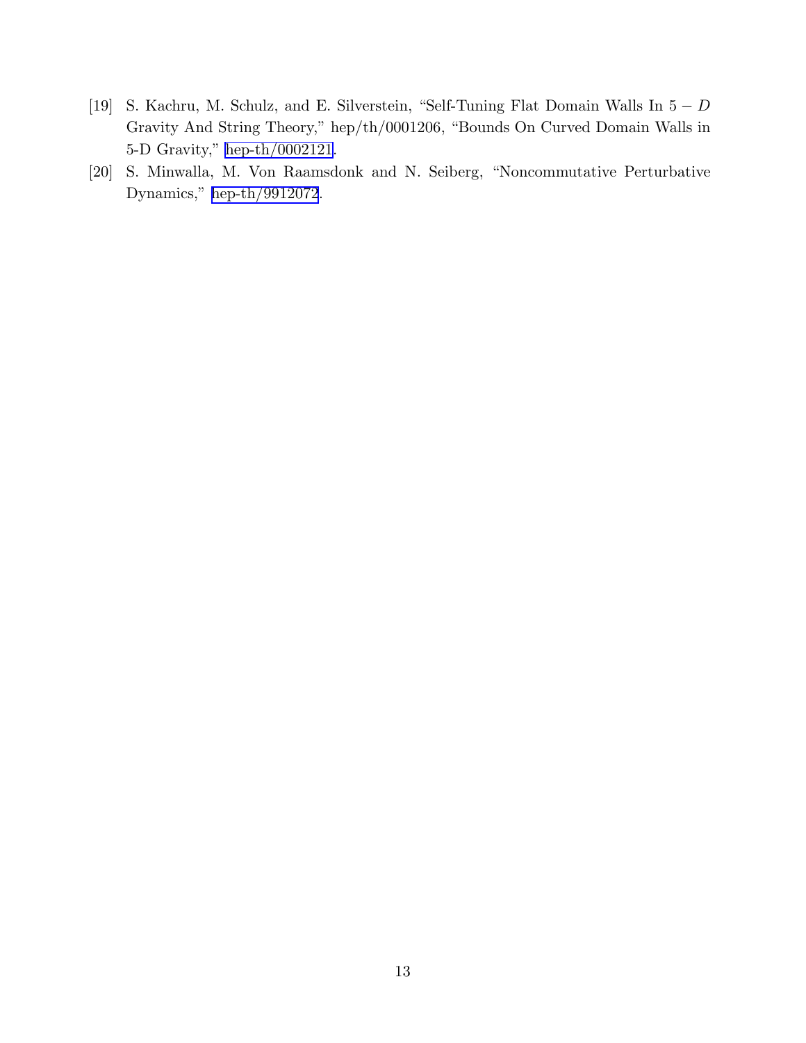[19] S. Kachru, M. Schulz, and E. Silverstein, "Self-Tuning Flat Domain Walls In $5-D$ Gravity And String Theory," hep/th/0001206, "Bounds On Curved Domain Walls in 5-D Gravity," hep-th/0002121.

[20] S. Minwalla, M. Von Raamsdonk and N. Seiberg, "Noncommutative Perturbative Dynamics," hep-th/9912072.